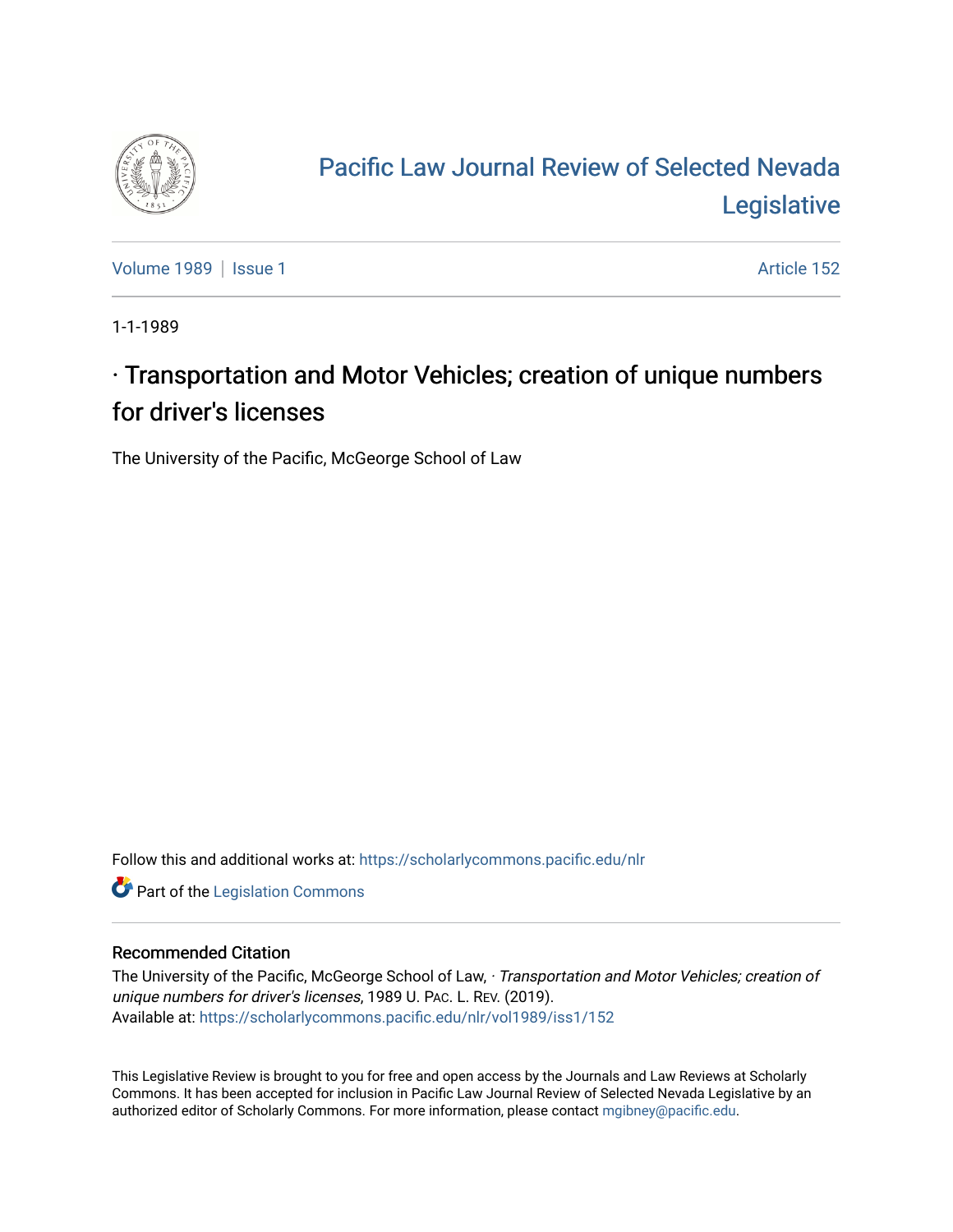# Pacific Law Journal Review of Selected Nevada Legislative

Volume 1989 | Issue 1 Article 152

1-1-1989

## · Transportation and Motor Vehicles; creation of unique numbers for driver's licenses

The University of the Pacific, McGeorge School of Law

Follow this and additional works at: https://scholarlycommons.pacific.edu/nlr

Part of the Legislation Commons

### Recommended Citation

The University of the Pacific, McGeorge School of Law, *· Transportation and Motor Vehicles; creation of unique numbers for driver's licenses*, 1989 U. Pac. L. Rev. (2019).
Available at: https://scholarlycommons.pacific.edu/nlr/vol1989/iss1/152

This Legislative Review is brought to you for free and open access by the Journals and Law Reviews at Scholarly Commons. It has been accepted for inclusion in Pacific Law Journal Review of Selected Nevada Legislative by an authorized editor of Scholarly Commons. For more information, please contact mgibney@pacific.edu.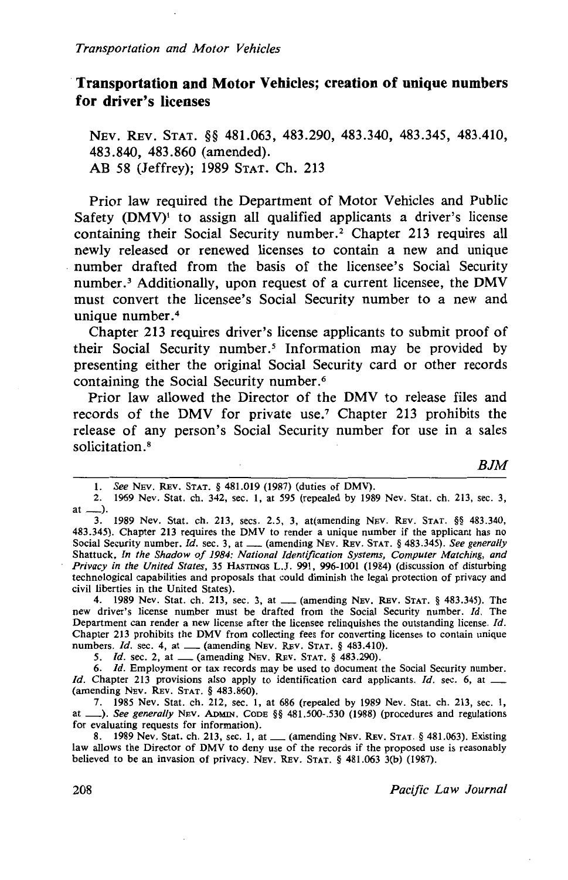## Transportation and Motor Vehicles; creation of unique numbers for driver's licenses

NEV. REV. STAT. §§ 481.063, 483.290, 483.340, 483.345, 483.410, 483.840, 483.860 (amended).
AB 58 (Jeffrey); 1989 STAT. Ch. 213

Prior law required the Department of Motor Vehicles and Public Safety (DMV)[1] to assign all qualified applicants a driver's license containing their Social Security number.[2] Chapter 213 requires all newly released or renewed licenses to contain a new and unique number drafted from the basis of the licensee's Social Security number.[3] Additionally, upon request of a current licensee, the DMV must convert the licensee's Social Security number to a new and unique number.[4]

Chapter 213 requires driver's license applicants to submit proof of their Social Security number.[5] Information may be provided by presenting either the original Social Security card or other records containing the Social Security number.[6]

Prior law allowed the Director of the DMV to release files and records of the DMV for private use.[7] Chapter 213 prohibits the release of any person's Social Security number for use in a sales solicitation.[8]

*BJM*

---

1. *See* NEV. REV. STAT. § 481.019 (1987) (duties of DMV).
2. 1969 Nev. Stat. ch. 342, sec. 1, at 595 (repealed by 1989 Nev. Stat. ch. 213, sec. 3, at \_\_).
3. 1989 Nev. Stat. ch. 213, secs. 2.5, 3, at(amending NEV. REV. STAT. §§ 483.340, 483.345). Chapter 213 requires the DMV to render a unique number if the applicant has no Social Security number. *Id.* sec. 3, at \_\_ (amending NEV. REV. STAT. § 483.345). *See generally* Shattuck, *In the Shadow of 1984: National Identification Systems, Computer Matching, and Privacy in the United States*, 35 HASTINGS L.J. 991, 996-1001 (1984) (discussion of disturbing technological capabilities and proposals that could diminish the legal protection of privacy and civil liberties in the United States).
4. 1989 Nev. Stat. ch. 213, sec. 3, at \_\_ (amending NEV. REV. STAT. § 483.345). The new driver's license number must be drafted from the Social Security number. *Id.* The Department can render a new license after the licensee relinquishes the outstanding license. *Id.* Chapter 213 prohibits the DMV from collecting fees for converting licenses to contain unique numbers. *Id.* sec. 4, at \_\_ (amending NEV. REV. STAT. § 483.410).
5. *Id.* sec. 2, at \_\_ (amending NEV. REV. STAT. § 483.290).
6. *Id.* Employment or tax records may be used to document the Social Security number. *Id.* Chapter 213 provisions also apply to identification card applicants. *Id.* sec. 6, at \_\_ (amending NEV. REV. STAT. § 483.860).
7. 1985 Nev. Stat. ch. 212, sec. 1, at 686 (repealed by 1989 Nev. Stat. ch. 213, sec. 1, at \_\_). *See generally* NEV. ADMIN. CODE §§ 481.500-.530 (1988) (procedures and regulations for evaluating requests for information).
8. 1989 Nev. Stat. ch. 213, sec. 1, at \_\_ (amending NEV. REV. STAT. § 481.063). Existing law allows the Director of DMV to deny use of the records if the proposed use is reasonably believed to be an invasion of privacy. NEV. REV. STAT. § 481.063 3(b) (1987).